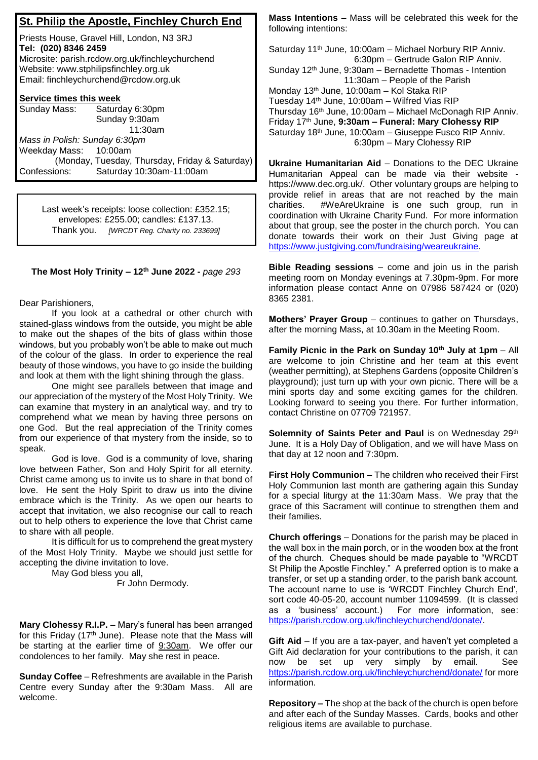## St. Philip the Apostle, Finchley Church End

Priests House, Gravel Hill, London, N3 3RJ
**Tel: (020) 8346 2459**
Microsite: parish.rcdow.org.uk/finchleychurchend
Website: www.stphilipsfinchley.org.uk
Email: finchleychurchend@rcdow.org.uk

### Service times this week

Sunday Mass: Saturday 6:30pm
Sunday 9:30am
11:30am
*Mass in Polish: Sunday 6:30pm*
Weekday Mass: 10:00am
(Monday, Tuesday, Thursday, Friday & Saturday)
Confessions: Saturday 10:30am-11:00am

Last week's receipts: loose collection: £352.15; envelopes: £255.00; candles: £137.13.
Thank you. *[WRCDT Reg. Charity no. 233699]*

**The Most Holy Trinity – 12th June 2022 -** *page 293*

Dear Parishioners,

If you look at a cathedral or other church with stained-glass windows from the outside, you might be able to make out the shapes of the bits of glass within those windows, but you probably won't be able to make out much of the colour of the glass. In order to experience the real beauty of those windows, you have to go inside the building and look at them with the light shining through the glass.

One might see parallels between that image and our appreciation of the mystery of the Most Holy Trinity. We can examine that mystery in an analytical way, and try to comprehend what we mean by having three persons on one God. But the real appreciation of the Trinity comes from our experience of that mystery from the inside, so to speak.

God is love. God is a community of love, sharing love between Father, Son and Holy Spirit for all eternity. Christ came among us to invite us to share in that bond of love. He sent the Holy Spirit to draw us into the divine embrace which is the Trinity. As we open our hearts to accept that invitation, we also recognise our call to reach out to help others to experience the love that Christ came to share with all people.

It is difficult for us to comprehend the great mystery of the Most Holy Trinity. Maybe we should just settle for accepting the divine invitation to love.

May God bless you all,
Fr John Dermody.

**Mary Clohessy R.I.P.** – Mary's funeral has been arranged for this Friday (17th June). Please note that the Mass will be starting at the earlier time of 9:30am. We offer our condolences to her family. May she rest in peace.

**Sunday Coffee** – Refreshments are available in the Parish Centre every Sunday after the 9:30am Mass. All are welcome.

**Mass Intentions** – Mass will be celebrated this week for the following intentions:

Saturday 11th June, 10:00am – Michael Norbury RIP Anniv.
6:30pm – Gertrude Galon RIP Anniv.
Sunday 12th June, 9:30am – Bernadette Thomas - Intention
11:30am – People of the Parish
Monday 13th June, 10:00am – Kol Staka RIP
Tuesday 14th June, 10:00am – Wilfred Vias RIP
Thursday 16th June, 10:00am – Michael McDonagh RIP Anniv.
Friday 17th June, **9:30am – Funeral: Mary Clohessy RIP**
Saturday 18th June, 10:00am – Giuseppe Fusco RIP Anniv.
6:30pm – Mary Clohessy RIP

**Ukraine Humanitarian Aid** – Donations to the DEC Ukraine Humanitarian Appeal can be made via their website - https://www.dec.org.uk/. Other voluntary groups are helping to provide relief in areas that are not reached by the main charities. #WeAreUkraine is one such group, run in coordination with Ukraine Charity Fund. For more information about that group, see the poster in the church porch. You can donate towards their work on their Just Giving page at https://www.justgiving.com/fundraising/weareukraine.

**Bible Reading sessions** – come and join us in the parish meeting room on Monday evenings at 7.30pm-9pm. For more information please contact Anne on 07986 587424 or (020) 8365 2381.

**Mothers' Prayer Group** – continues to gather on Thursdays, after the morning Mass, at 10.30am in the Meeting Room.

**Family Picnic in the Park on Sunday 10th July at 1pm** – All are welcome to join Christine and her team at this event (weather permitting), at Stephens Gardens (opposite Children's playground); just turn up with your own picnic. There will be a mini sports day and some exciting games for the children. Looking forward to seeing you there. For further information, contact Christine on 07709 721957.

**Solemnity of Saints Peter and Paul** is on Wednesday 29th June. It is a Holy Day of Obligation, and we will have Mass on that day at 12 noon and 7:30pm.

**First Holy Communion** – The children who received their First Holy Communion last month are gathering again this Sunday for a special liturgy at the 11:30am Mass. We pray that the grace of this Sacrament will continue to strengthen them and their families.

**Church offerings** – Donations for the parish may be placed in the wall box in the main porch, or in the wooden box at the front of the church. Cheques should be made payable to "WRCDT St Philip the Apostle Finchley." A preferred option is to make a transfer, or set up a standing order, to the parish bank account. The account name to use is 'WRCDT Finchley Church End', sort code 40-05-20, account number 11094599. (It is classed as a 'business' account.) For more information, see: https://parish.rcdow.org.uk/finchleychurchend/donate/.

**Gift Aid** – If you are a tax-payer, and haven't yet completed a Gift Aid declaration for your contributions to the parish, it can now be set up very simply by email. See https://parish.rcdow.org.uk/finchleychurchend/donate/ for more information.

**Repository –** The shop at the back of the church is open before and after each of the Sunday Masses. Cards, books and other religious items are available to purchase.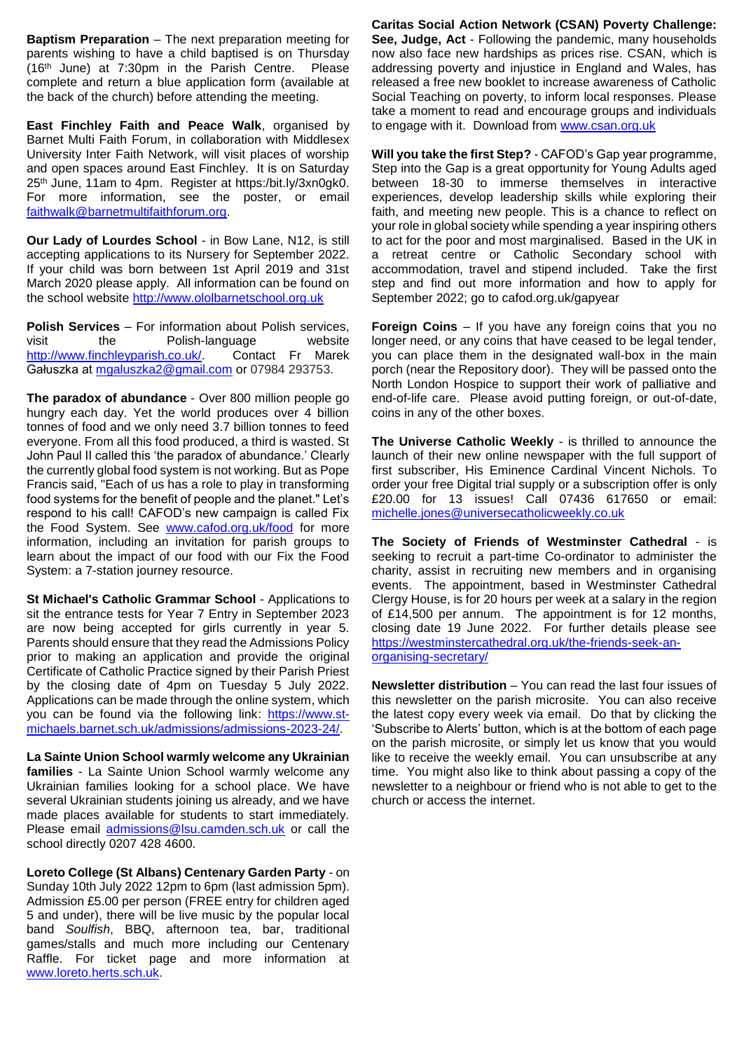**Baptism Preparation** – The next preparation meeting for parents wishing to have a child baptised is on Thursday (16th June) at 7:30pm in the Parish Centre. Please complete and return a blue application form (available at the back of the church) before attending the meeting.

**East Finchley Faith and Peace Walk**, organised by Barnet Multi Faith Forum, in collaboration with Middlesex University Inter Faith Network, will visit places of worship and open spaces around East Finchley. It is on Saturday 25th June, 11am to 4pm. Register at https:/bit.ly/3xn0gk0. For more information, see the poster, or email faithwalk@barnetmultifaithforum.org.

**Our Lady of Lourdes School** - in Bow Lane, N12, is still accepting applications to its Nursery for September 2022. If your child was born between 1st April 2019 and 31st March 2020 please apply. All information can be found on the school website http://www.ololbarnetschool.org.uk

**Polish Services** – For information about Polish services, visit the Polish-language website http://www.finchleyparish.co.uk/. Contact Fr Marek Gałuszka at mgaluszka2@gmail.com or 07984 293753.

**The paradox of abundance** - Over 800 million people go hungry each day. Yet the world produces over 4 billion tonnes of food and we only need 3.7 billion tonnes to feed everyone. From all this food produced, a third is wasted. St John Paul II called this 'the paradox of abundance.' Clearly the currently global food system is not working. But as Pope Francis said, "Each of us has a role to play in transforming food systems for the benefit of people and the planet." Let's respond to his call! CAFOD's new campaign is called Fix the Food System. See www.cafod.org.uk/food for more information, including an invitation for parish groups to learn about the impact of our food with our Fix the Food System: a 7-station journey resource.

**St Michael's Catholic Grammar School** - Applications to sit the entrance tests for Year 7 Entry in September 2023 are now being accepted for girls currently in year 5. Parents should ensure that they read the Admissions Policy prior to making an application and provide the original Certificate of Catholic Practice signed by their Parish Priest by the closing date of 4pm on Tuesday 5 July 2022. Applications can be made through the online system, which you can be found via the following link: https://www.st-michaels.barnet.sch.uk/admissions/admissions-2023-24/.

**La Sainte Union School warmly welcome any Ukrainian families** - La Sainte Union School warmly welcome any Ukrainian families looking for a school place. We have several Ukrainian students joining us already, and we have made places available for students to start immediately. Please email admissions@lsu.camden.sch.uk or call the school directly 0207 428 4600.

**Loreto College (St Albans) Centenary Garden Party** - on Sunday 10th July 2022 12pm to 6pm (last admission 5pm). Admission £5.00 per person (FREE entry for children aged 5 and under), there will be live music by the popular local band *Soulfish*, BBQ, afternoon tea, bar, traditional games/stalls and much more including our Centenary Raffle. For ticket page and more information at www.loreto.herts.sch.uk.

**Caritas Social Action Network (CSAN) Poverty Challenge: See, Judge, Act** - Following the pandemic, many households now also face new hardships as prices rise. CSAN, which is addressing poverty and injustice in England and Wales, has released a free new booklet to increase awareness of Catholic Social Teaching on poverty, to inform local responses. Please take a moment to read and encourage groups and individuals to engage with it. Download from www.csan.org.uk

**Will you take the first Step?** - CAFOD's Gap year programme, Step into the Gap is a great opportunity for Young Adults aged between 18-30 to immerse themselves in interactive experiences, develop leadership skills while exploring their faith, and meeting new people. This is a chance to reflect on your role in global society while spending a year inspiring others to act for the poor and most marginalised. Based in the UK in a retreat centre or Catholic Secondary school with accommodation, travel and stipend included. Take the first step and find out more information and how to apply for September 2022; go to cafod.org.uk/gapyear

**Foreign Coins** – If you have any foreign coins that you no longer need, or any coins that have ceased to be legal tender, you can place them in the designated wall-box in the main porch (near the Repository door). They will be passed onto the North London Hospice to support their work of palliative and end-of-life care. Please avoid putting foreign, or out-of-date, coins in any of the other boxes.

**The Universe Catholic Weekly** - is thrilled to announce the launch of their new online newspaper with the full support of first subscriber, His Eminence Cardinal Vincent Nichols. To order your free Digital trial supply or a subscription offer is only £20.00 for 13 issues! Call 07436 617650 or email: michelle.jones@universecatholicweekly.co.uk

**The Society of Friends of Westminster Cathedral** - is seeking to recruit a part-time Co-ordinator to administer the charity, assist in recruiting new members and in organising events. The appointment, based in Westminster Cathedral Clergy House, is for 20 hours per week at a salary in the region of £14,500 per annum. The appointment is for 12 months, closing date 19 June 2022. For further details please see https://westminstercathedral.org.uk/the-friends-seek-an-organising-secretary/

**Newsletter distribution** – You can read the last four issues of this newsletter on the parish microsite. You can also receive the latest copy every week via email. Do that by clicking the 'Subscribe to Alerts' button, which is at the bottom of each page on the parish microsite, or simply let us know that you would like to receive the weekly email. You can unsubscribe at any time. You might also like to think about passing a copy of the newsletter to a neighbour or friend who is not able to get to the church or access the internet.